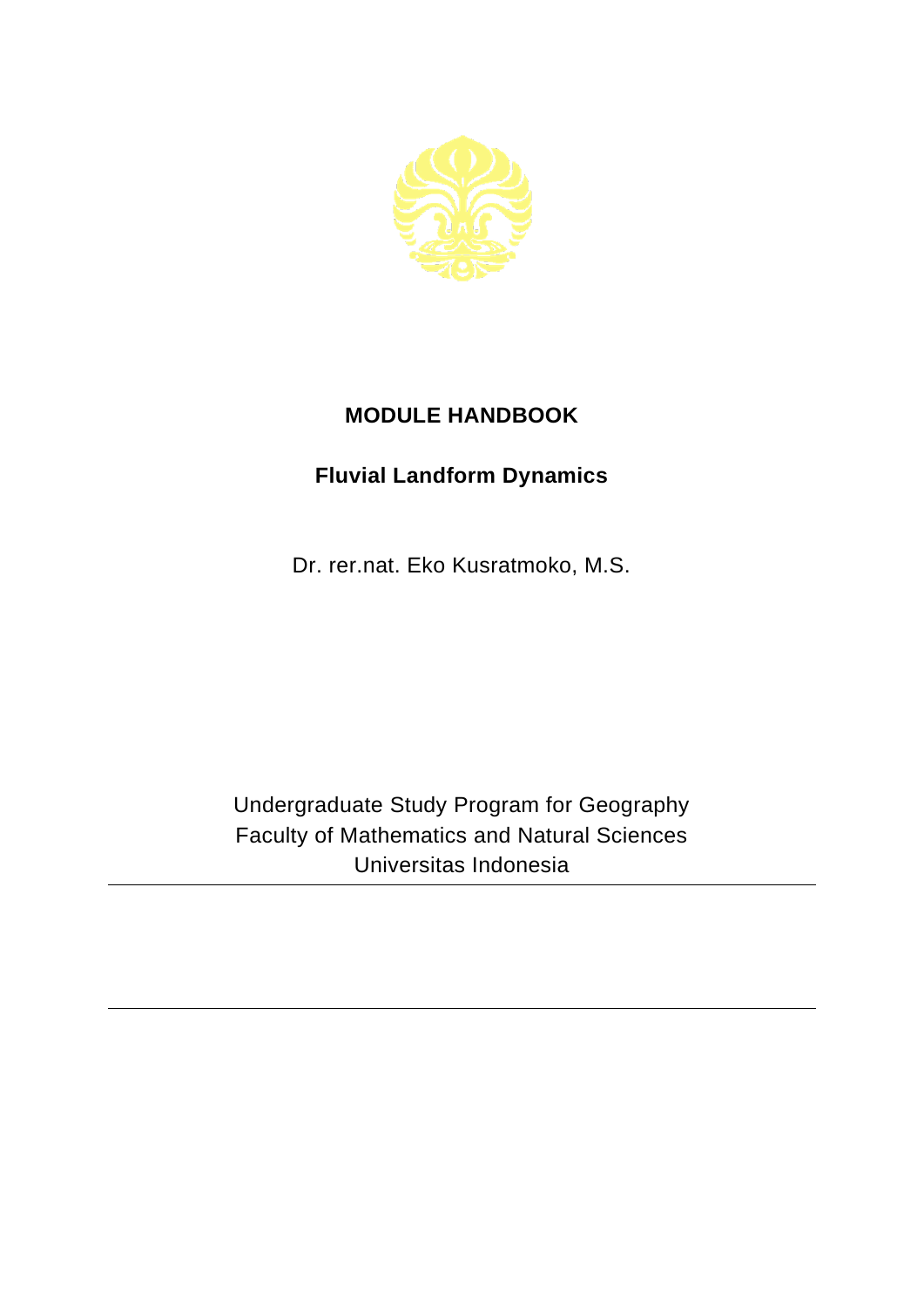# MODULE HANDBOOK

## Fluvial Landform Dynamics

Dr. rer.nat. Eko Kusratmoko, M.S.

Undergraduate Study Program for Geography
Faculty of Mathematics and Natural Sciences
Universitas Indonesia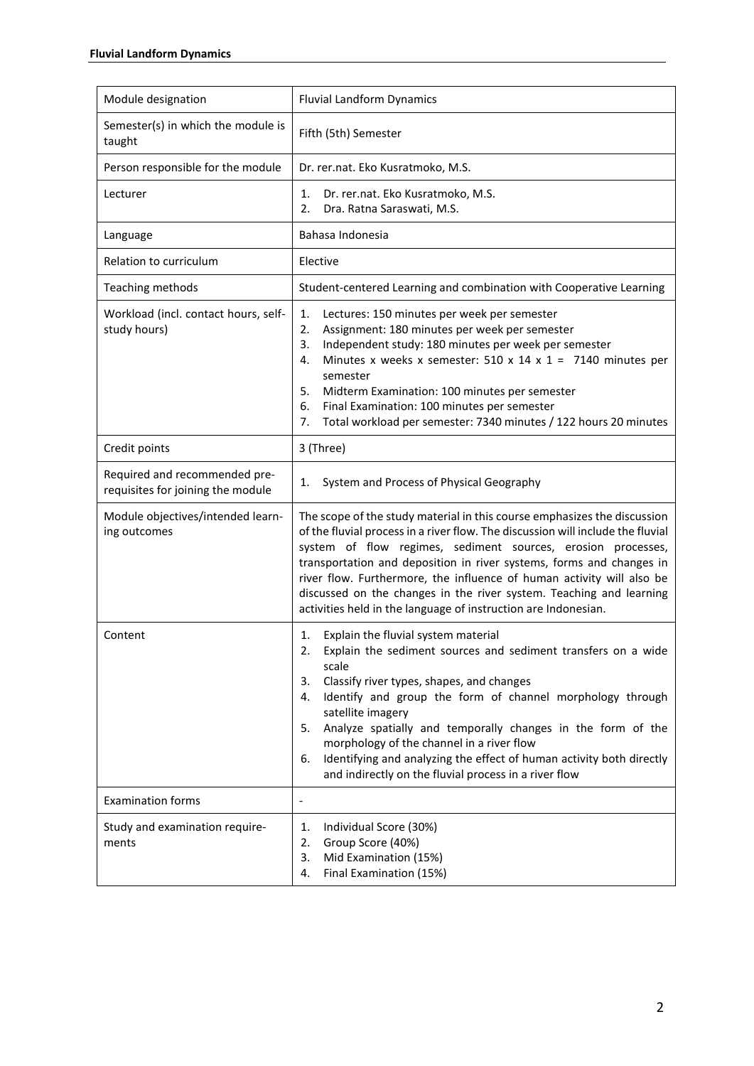| Module designation | Fluvial Landform Dynamics |
|---|---|
| Semester(s) in which the module is taught | Fifth (5th) Semester |
| Person responsible for the module | Dr. rer.nat. Eko Kusratmoko, M.S. |
| Lecturer | 1. Dr. rer.nat. Eko Kusratmoko, M.S.<br>2. Dra. Ratna Saraswati, M.S. |
| Language | Bahasa Indonesia |
| Relation to curriculum | Elective |
| Teaching methods | Student-centered Learning and combination with Cooperative Learning |
| Workload (incl. contact hours, self-study hours) | 1. Lectures: 150 minutes per week per semester<br>2. Assignment: 180 minutes per week per semester<br>3. Independent study: 180 minutes per week per semester<br>4. Minutes x weeks x semester: 510 x 14 x 1 = 7140 minutes per semester<br>5. Midterm Examination: 100 minutes per semester<br>6. Final Examination: 100 minutes per semester<br>7. Total workload per semester: 7340 minutes / 122 hours 20 minutes |
| Credit points | 3 (Three) |
| Required and recommended pre-requisites for joining the module | 1. System and Process of Physical Geography |
| Module objectives/intended learning outcomes | The scope of the study material in this course emphasizes the discussion of the fluvial process in a river flow. The discussion will include the fluvial system of flow regimes, sediment sources, erosion processes, transportation and deposition in river systems, forms and changes in river flow. Furthermore, the influence of human activity will also be discussed on the changes in the river system. Teaching and learning activities held in the language of instruction are Indonesian. |
| Content | 1. Explain the fluvial system material<br>2. Explain the sediment sources and sediment transfers on a wide scale<br>3. Classify river types, shapes, and changes<br>4. Identify and group the form of channel morphology through satellite imagery<br>5. Analyze spatially and temporally changes in the form of the morphology of the channel in a river flow<br>6. Identifying and analyzing the effect of human activity both directly and indirectly on the fluvial process in a river flow |
| Examination forms | - |
| Study and examination requirements | 1. Individual Score (30%)<br>2. Group Score (40%)<br>3. Mid Examination (15%)<br>4. Final Examination (15%) |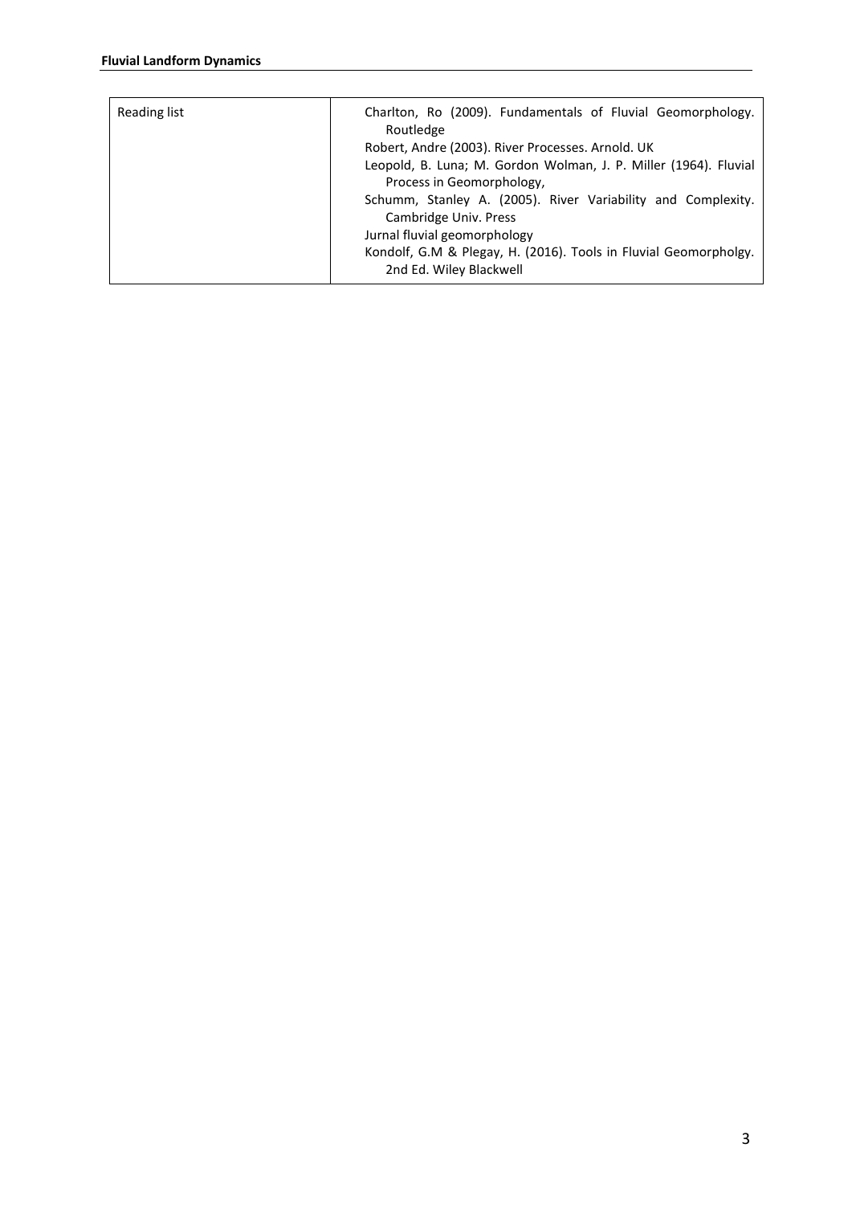| | |
|---|---|
| Reading list | Charlton, Ro (2009). Fundamentals of Fluvial Geomorphology. Routledge<br>Robert, Andre (2003). River Processes. Arnold. UK<br>Leopold, B. Luna; M. Gordon Wolman, J. P. Miller (1964). Fluvial Process in Geomorphology,<br>Schumm, Stanley A. (2005). River Variability and Complexity. Cambridge Univ. Press<br>Jurnal fluvial geomorphology<br>Kondolf, G.M & Plegay, H. (2016). Tools in Fluvial Geomorpholgy. 2nd Ed. Wiley Blackwell |